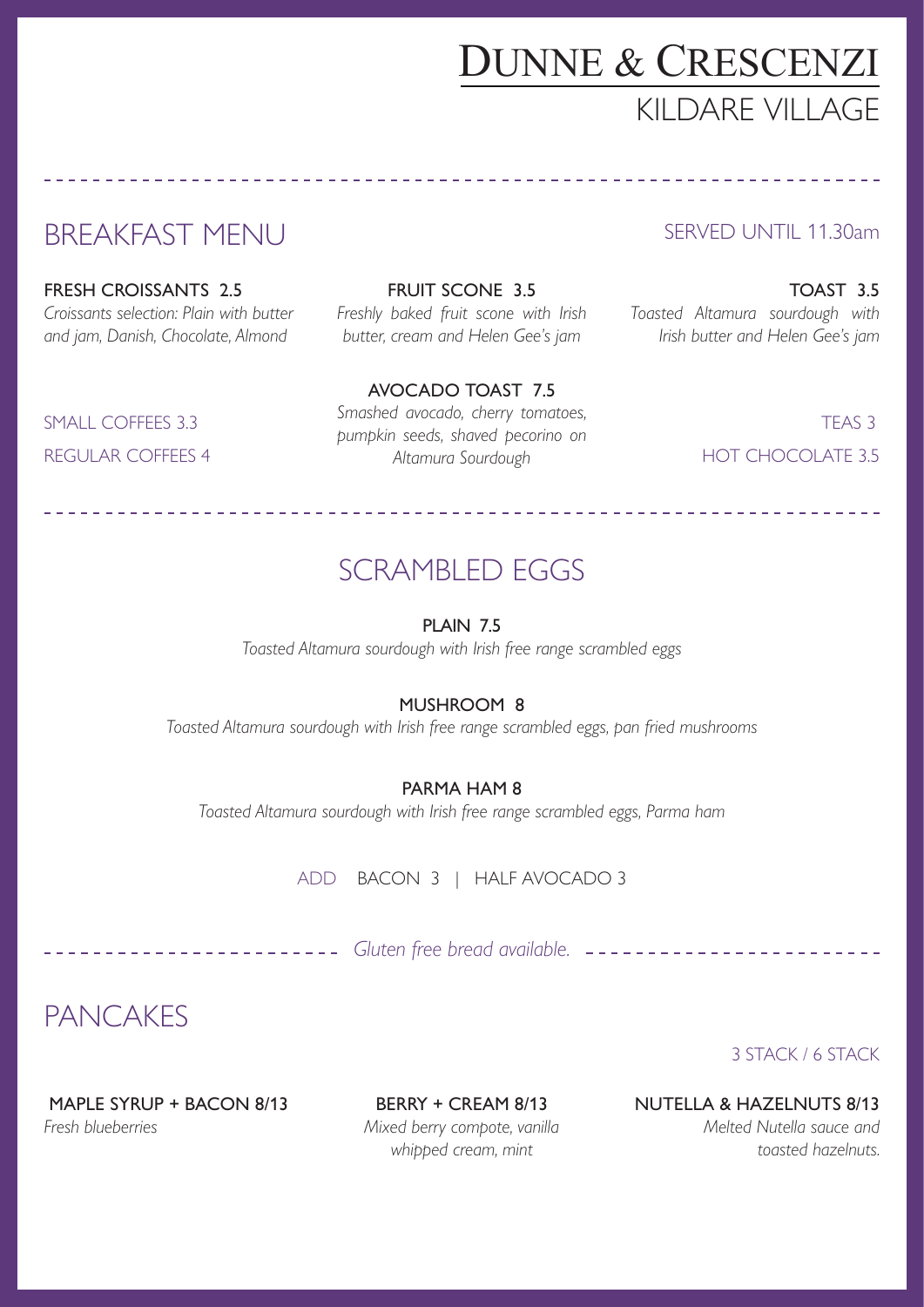# DUNNE & CRESCENZI

## KILDARE VILLAGE

## BREAKFAST MENU

SERVED UNTIL 11.30am

**FRESH CROISSANTS 2.5**
*Croissants selection: Plain with butter and jam, Danish, Chocolate, Almond*

**FRUIT SCONE 3.5**
*Freshly baked fruit scone with Irish butter, cream and Helen Gee's jam*

**TOAST 3.5**
*Toasted Altamura sourdough with Irish butter and Helen Gee's jam*

**AVOCADO TOAST 7.5**
*Smashed avocado, cherry tomatoes, pumpkin seeds, shaved pecorino on Altamura Sourdough*

SMALL COFFEES 3.3

REGULAR COFFEES 4

TEAS 3

HOT CHOCOLATE 3.5

## SCRAMBLED EGGS

**PLAIN 7.5**
*Toasted Altamura sourdough with Irish free range scrambled eggs*

**MUSHROOM 8**
*Toasted Altamura sourdough with Irish free range scrambled eggs, pan fried mushrooms*

**PARMA HAM 8**
*Toasted Altamura sourdough with Irish free range scrambled eggs, Parma ham*

ADD BACON 3 | HALF AVOCADO 3

*Gluten free bread available.*

## PANCAKES

3 STACK / 6 STACK

**MAPLE SYRUP + BACON 8/13**
*Fresh blueberries*

**BERRY + CREAM 8/13**
*Mixed berry compote, vanilla whipped cream, mint*

**NUTELLA & HAZELNUTS 8/13**
*Melted Nutella sauce and toasted hazelnuts.*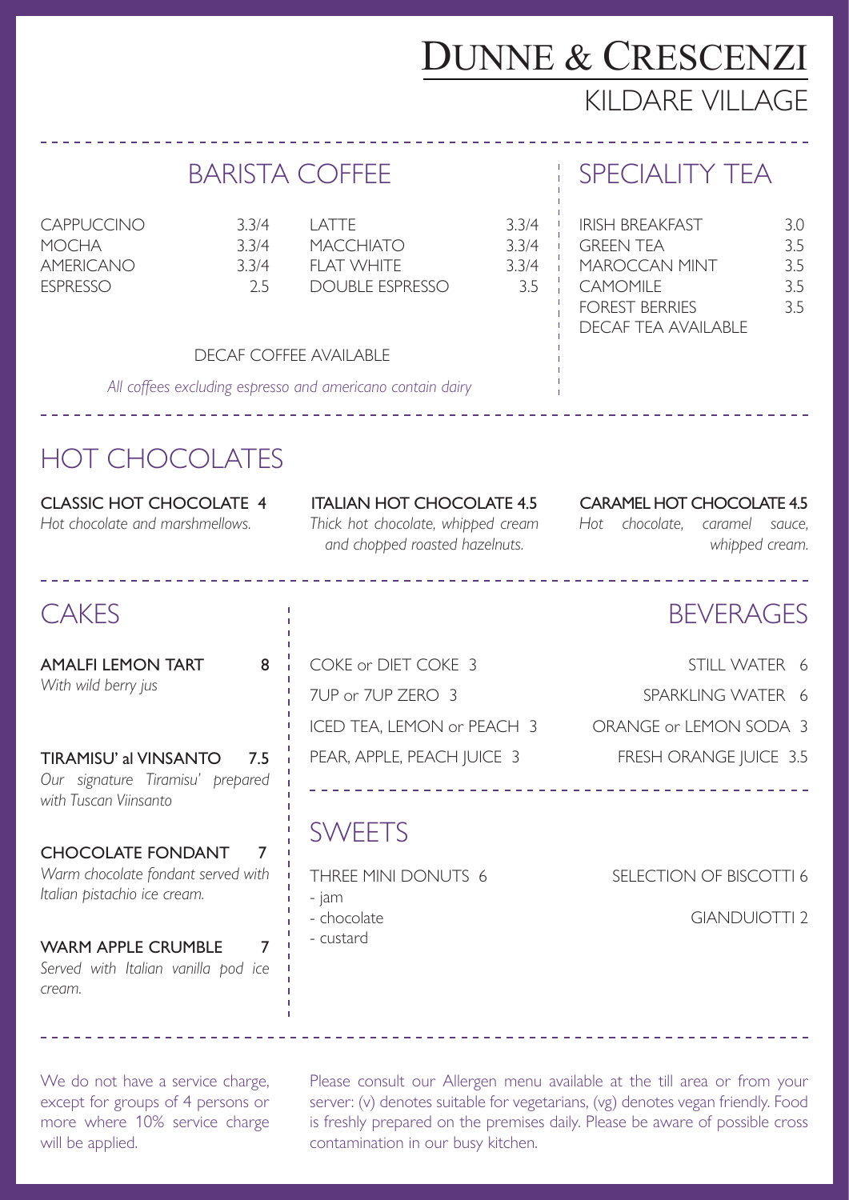# DUNNE & CRESCENZI
## KILDARE VILLAGE

## BARISTA COFFEE

| | | | |
|---|---|---|---|
| CAPPUCCINO | 3.3/4 | LATTE | 3.3/4 |
| MOCHA | 3.3/4 | MACCHIATO | 3.3/4 |
| AMERICANO | 3.3/4 | FLAT WHITE | 3.3/4 |
| ESPRESSO | 2.5 | DOUBLE ESPRESSO | 3.5 |

DECAF COFFEE AVAILABLE

*All coffees excluding espresso and americano contain dairy*

## SPECIALITY TEA

| | |
|---|---|
| IRISH BREAKFAST | 3.0 |
| GREEN TEA | 3.5 |
| MAROCCAN MINT | 3.5 |
| CAMOMILE | 3.5 |
| FOREST BERRIES | 3.5 |

DECAF TEA AVAILABLE

## HOT CHOCOLATES

**CLASSIC HOT CHOCOLATE 4**
*Hot chocolate and marshmellows.*

**ITALIAN HOT CHOCOLATE 4.5**
*Thick hot chocolate, whipped cream and chopped roasted hazelnuts.*

**CARAMEL HOT CHOCOLATE 4.5**
*Hot chocolate, caramel sauce, whipped cream.*

## CAKES

**AMALFI LEMON TART 8**
*With wild berry jus*

**TIRAMISU' al VINSANTO 7.5**
*Our signature Tiramisu' prepared with Tuscan Viinsanto*

**CHOCOLATE FONDANT 7**
*Warm chocolate fondant served with Italian pistachio ice cream.*

**WARM APPLE CRUMBLE 7**
*Served with Italian vanilla pod ice cream.*

## BEVERAGES

| | |
|---|---|
| COKE or DIET COKE 3 | STILL WATER 6 |
| 7UP or 7UP ZERO 3 | SPARKLING WATER 6 |
| ICED TEA, LEMON or PEACH 3 | ORANGE or LEMON SODA 3 |
| PEAR, APPLE, PEACH JUICE 3 | FRESH ORANGE JUICE 3.5 |

## SWEETS

THREE MINI DONUTS 6
- jam
- chocolate
- custard

SELECTION OF BISCOTTI 6

GIANDUIOTTI 2

We do not have a service charge, except for groups of 4 persons or more where 10% service charge will be applied.

Please consult our Allergen menu available at the till area or from your server: (v) denotes suitable for vegetarians, (vg) denotes vegan friendly. Food is freshly prepared on the premises daily. Please be aware of possible cross contamination in our busy kitchen.